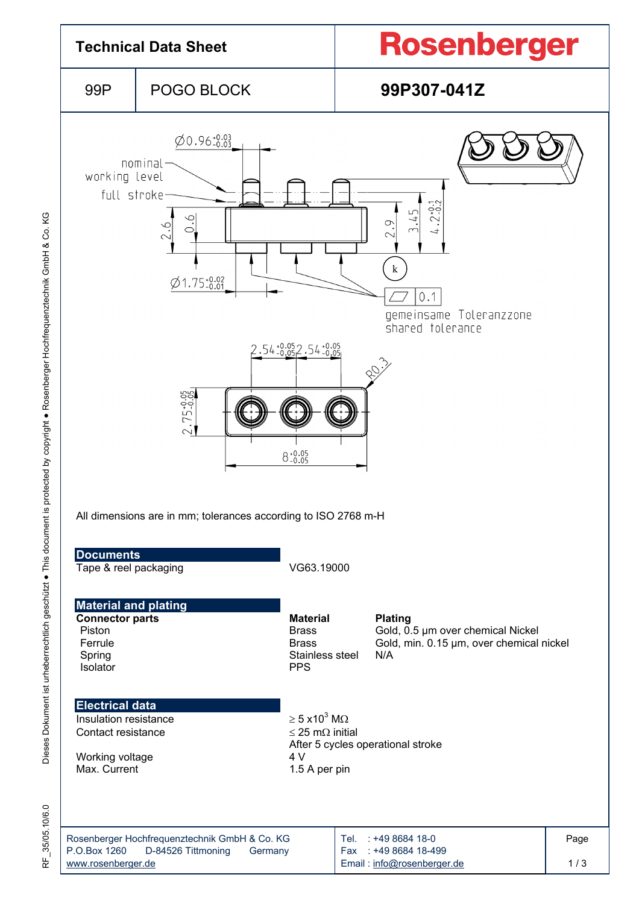# Technical Data Sheet

**Rosenberger**

| 99P | POGO BLOCK | **99P307-041Z** |
|---|---|---|

All dimensions are in mm; tolerances according to ISO 2768 m-H

## Documents

| | |
|---|---|
| Tape & reel packaging | VG63.19000 |

## Material and plating

| **Connector parts** | **Material** | **Plating** |
|---|---|---|
| Piston | Brass | Gold, 0.5 µm over chemical Nickel |
| Ferrule | Brass | Gold, min. 0.15 µm, over chemical nickel |
| Spring | Stainless steel | N/A |
| Isolator | PPS | |

## Electrical data

| | |
|---|---|
| Insulation resistance | ≥ 5 x$10^3$ MΩ |
| Contact resistance | ≤ 25 mΩ initial<br>After 5 cycles operational stroke |
| Working voltage | 4 V |
| Max. Current | 1.5 A per pin |

Rosenberger Hochfrequenztechnik GmbH & Co. KG
P.O.Box 1260 D-84526 Tittmoning Germany
www.rosenberger.de

Tel. : +49 8684 18-0
Fax : +49 8684 18-499
Email : info@rosenberger.de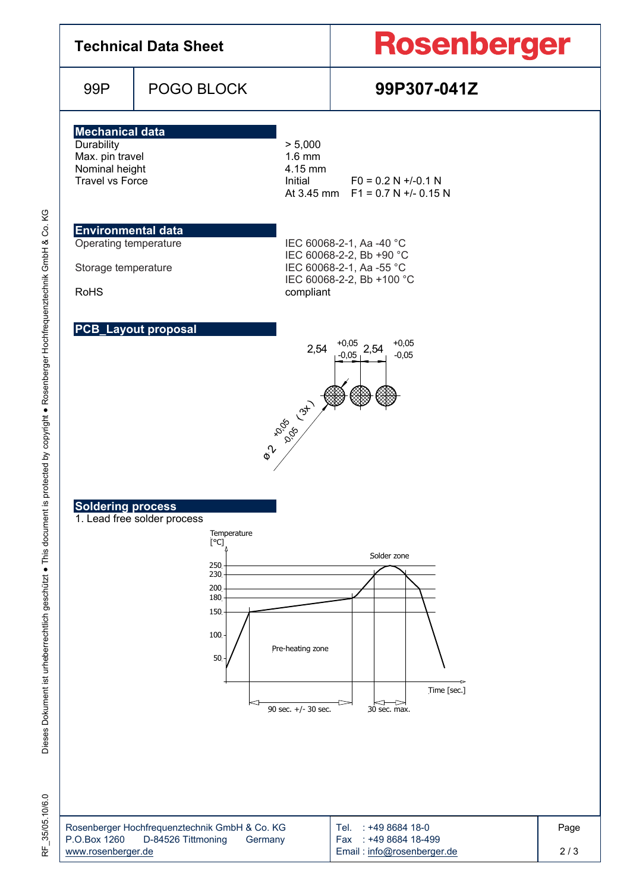# Technical Data Sheet

**Rosenberger**

| 99P | POGO BLOCK | **99P307-041Z** |
|---|---|---|

## Mechanical data

| | | |
|---|---|---|
| Durability | > 5,000 | |
| Max. pin travel | 1.6 mm | |
| Nominal height | 4.15 mm | |
| Travel vs Force | Initial | F0 = 0.2 N +/-0.1 N |
| | At 3.45 mm | F1 = 0.7 N +/- 0.15 N |

## Environmental data

| | |
|---|---|
| Operating temperature | IEC 60068-2-1, Aa -40 °C<br>IEC 60068-2-2, Bb +90 °C |
| Storage temperature | IEC 60068-2-1, Aa -55 °C<br>IEC 60068-2-2, Bb +100 °C |
| RoHS | compliant |

## PCB_Layout proposal

2,54 +0,05 -0,05 2,54 +0,05 -0,05

ø 2 +0,05 -0,05 (3x)

## Soldering process

1. Lead free solder process

Temperature [°C]: 250, 230, 200, 180, 150, 100, 50

Solder zone

Pre-heating zone

Time [sec.]

90 sec. +/- 30 sec.

30 sec. max.

Rosenberger Hochfrequenztechnik GmbH & Co. KG
P.O.Box 1260 D-84526 Tittmoning Germany
www.rosenberger.de

Tel. : +49 8684 18-0
Fax : +49 8684 18-499
Email : info@rosenberger.de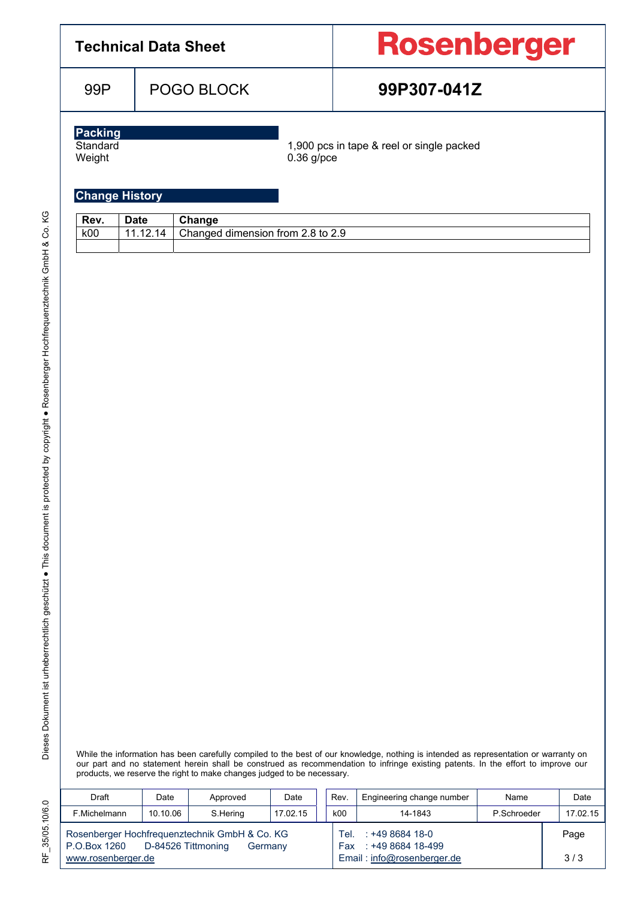# Technical Data Sheet

**Rosenberger**

| 99P | POGO BLOCK | **99P307-041Z** |
|---|---|---|

## Packing

| | |
|---|---|
| Standard | 1,900 pcs in tape & reel or single packed |
| Weight | 0.36 g/pce |

## Change History

| Rev. | Date | Change |
|---|---|---|
| k00 | 11.12.14 | Changed dimension from 2.8 to 2.9 |
| | | |

While the information has been carefully compiled to the best of our knowledge, nothing is intended as representation or warranty on our part and no statement herein shall be construed as recommendation to infringe existing patents. In the effort to improve our products, we reserve the right to make changes judged to be necessary.

| Draft | Date | Approved | Date | Rev. | Engineering change number | Name | Date |
|---|---|---|---|---|---|---|---|
| F.Michelmann | 10.10.06 | S.Hering | 17.02.15 | k00 | 14-1843 | P.Schroeder | 17.02.15 |

Rosenberger Hochfrequenztechnik GmbH & Co. KG
P.O.Box 1260 D-84526 Tittmoning Germany
www.rosenberger.de

Tel. : +49 8684 18-0
Fax : +49 8684 18-499
Email : info@rosenberger.de

Dieses Dokument ist urheberrechtlich geschützt ● This document is protected by copyright ● Rosenberger Hochfrequenztechnik GmbH & Co. KG

RF_35/05.10/6.0